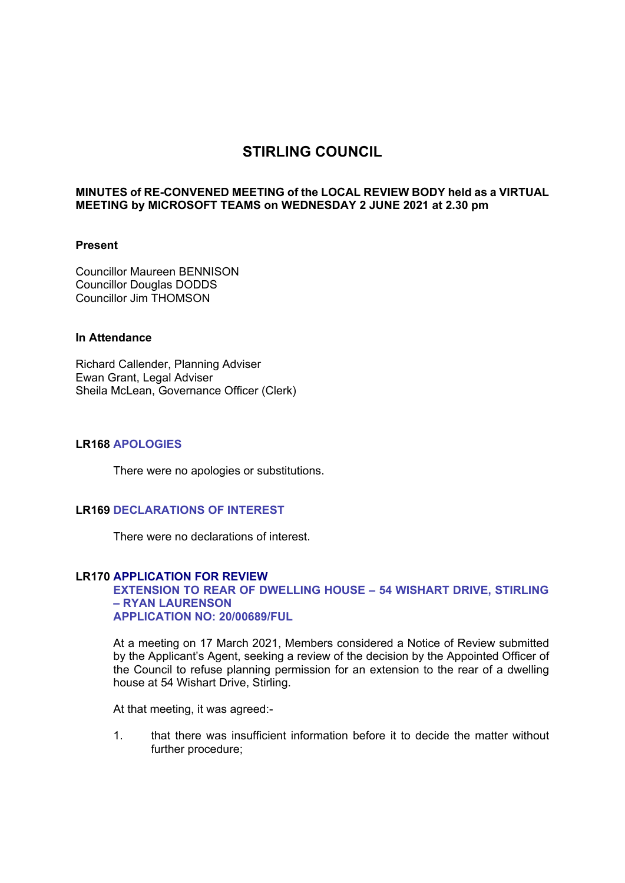# STIRLING COUNCIL

**MINUTES of RE-CONVENED MEETING of the LOCAL REVIEW BODY held as a VIRTUAL MEETING by MICROSOFT TEAMS on WEDNESDAY 2 JUNE 2021 at 2.30 pm**

**Present**

Councillor Maureen BENNISON
Councillor Douglas DODDS
Councillor Jim THOMSON

**In Attendance**

Richard Callender, Planning Adviser
Ewan Grant, Legal Adviser
Sheila McLean, Governance Officer (Clerk)

## LR168 APOLOGIES

There were no apologies or substitutions.

## LR169 DECLARATIONS OF INTEREST

There were no declarations of interest.

## LR170 APPLICATION FOR REVIEW
**EXTENSION TO REAR OF DWELLING HOUSE – 54 WISHART DRIVE, STIRLING – RYAN LAURENSON**
**APPLICATION NO: 20/00689/FUL**

At a meeting on 17 March 2021, Members considered a Notice of Review submitted by the Applicant's Agent, seeking a review of the decision by the Appointed Officer of the Council to refuse planning permission for an extension to the rear of a dwelling house at 54 Wishart Drive, Stirling.

At that meeting, it was agreed:-

1. that there was insufficient information before it to decide the matter without further procedure;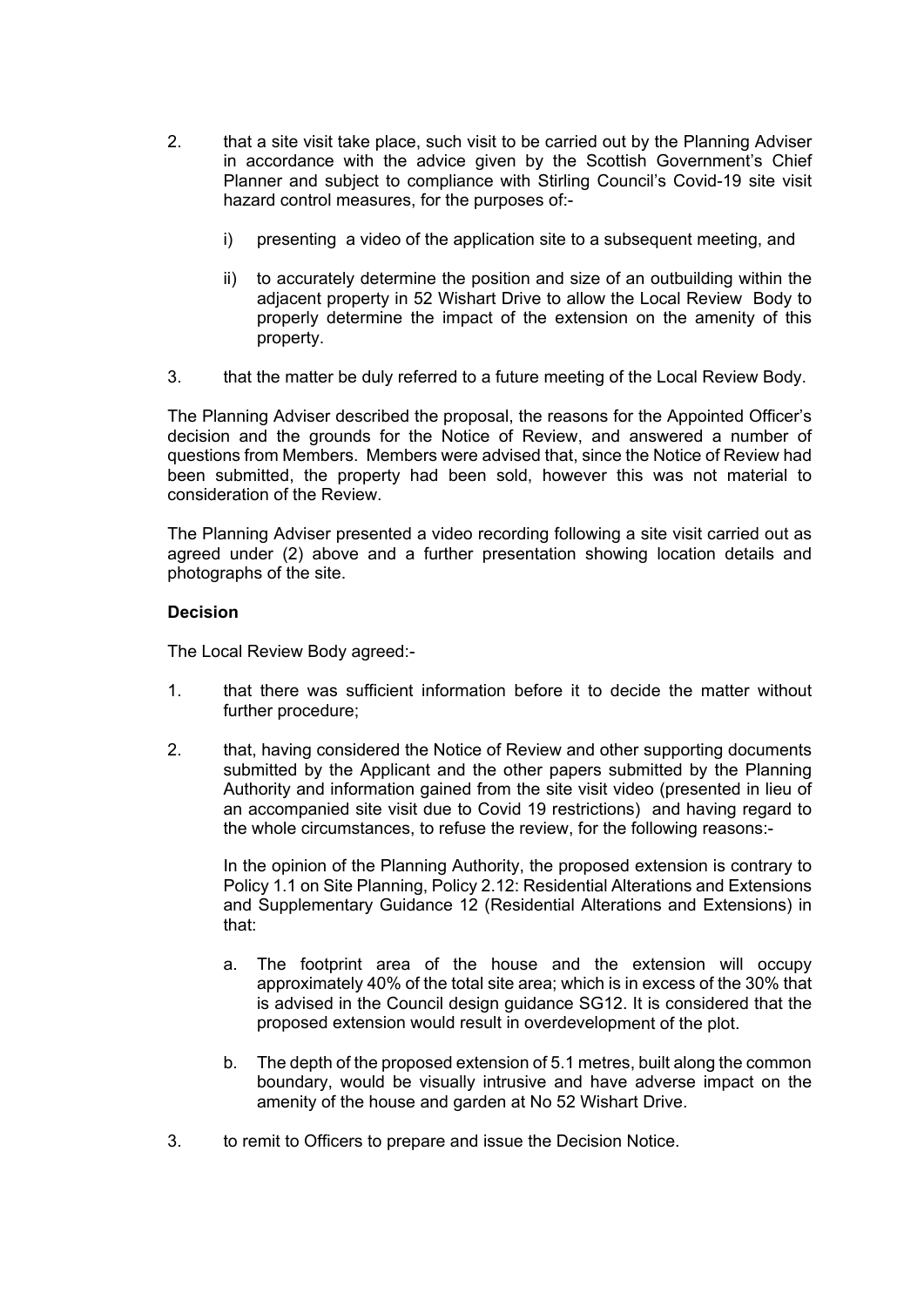2. that a site visit take place, such visit to be carried out by the Planning Adviser in accordance with the advice given by the Scottish Government's Chief Planner and subject to compliance with Stirling Council's Covid-19 site visit hazard control measures, for the purposes of:-

   i) presenting a video of the application site to a subsequent meeting, and

   ii) to accurately determine the position and size of an outbuilding within the adjacent property in 52 Wishart Drive to allow the Local Review Body to properly determine the impact of the extension on the amenity of this property.

3. that the matter be duly referred to a future meeting of the Local Review Body.

The Planning Adviser described the proposal, the reasons for the Appointed Officer's decision and the grounds for the Notice of Review, and answered a number of questions from Members. Members were advised that, since the Notice of Review had been submitted, the property had been sold, however this was not material to consideration of the Review.

The Planning Adviser presented a video recording following a site visit carried out as agreed under (2) above and a further presentation showing location details and photographs of the site.

**Decision**

The Local Review Body agreed:-

1. that there was sufficient information before it to decide the matter without further procedure;

2. that, having considered the Notice of Review and other supporting documents submitted by the Applicant and the other papers submitted by the Planning Authority and information gained from the site visit video (presented in lieu of an accompanied site visit due to Covid 19 restrictions) and having regard to the whole circumstances, to refuse the review, for the following reasons:-

   In the opinion of the Planning Authority, the proposed extension is contrary to Policy 1.1 on Site Planning, Policy 2.12: Residential Alterations and Extensions and Supplementary Guidance 12 (Residential Alterations and Extensions) in that:

   a. The footprint area of the house and the extension will occupy approximately 40% of the total site area; which is in excess of the 30% that is advised in the Council design guidance SG12. It is considered that the proposed extension would result in overdevelopment of the plot.

   b. The depth of the proposed extension of 5.1 metres, built along the common boundary, would be visually intrusive and have adverse impact on the amenity of the house and garden at No 52 Wishart Drive.

3. to remit to Officers to prepare and issue the Decision Notice.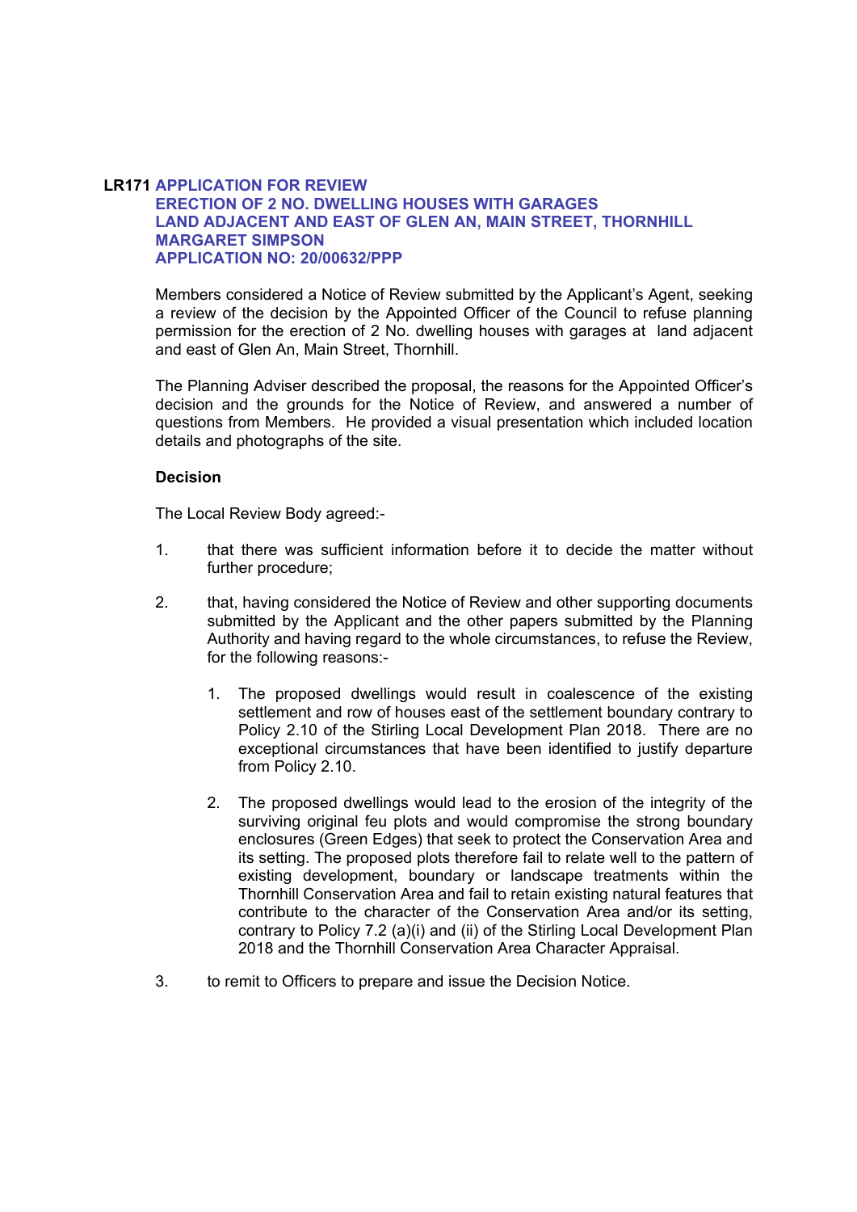## LR171 APPLICATION FOR REVIEW
## ERECTION OF 2 NO. DWELLING HOUSES WITH GARAGES
## LAND ADJACENT AND EAST OF GLEN AN, MAIN STREET, THORNHILL
## MARGARET SIMPSON
## APPLICATION NO: 20/00632/PPP

Members considered a Notice of Review submitted by the Applicant's Agent, seeking a review of the decision by the Appointed Officer of the Council to refuse planning permission for the erection of 2 No. dwelling houses with garages at land adjacent and east of Glen An, Main Street, Thornhill.

The Planning Adviser described the proposal, the reasons for the Appointed Officer's decision and the grounds for the Notice of Review, and answered a number of questions from Members. He provided a visual presentation which included location details and photographs of the site.

**Decision**

The Local Review Body agreed:-

1. that there was sufficient information before it to decide the matter without further procedure;

2. that, having considered the Notice of Review and other supporting documents submitted by the Applicant and the other papers submitted by the Planning Authority and having regard to the whole circumstances, to refuse the Review, for the following reasons:-

    1. The proposed dwellings would result in coalescence of the existing settlement and row of houses east of the settlement boundary contrary to Policy 2.10 of the Stirling Local Development Plan 2018. There are no exceptional circumstances that have been identified to justify departure from Policy 2.10.

    2. The proposed dwellings would lead to the erosion of the integrity of the surviving original feu plots and would compromise the strong boundary enclosures (Green Edges) that seek to protect the Conservation Area and its setting. The proposed plots therefore fail to relate well to the pattern of existing development, boundary or landscape treatments within the Thornhill Conservation Area and fail to retain existing natural features that contribute to the character of the Conservation Area and/or its setting, contrary to Policy 7.2 (a)(i) and (ii) of the Stirling Local Development Plan 2018 and the Thornhill Conservation Area Character Appraisal.

3. to remit to Officers to prepare and issue the Decision Notice.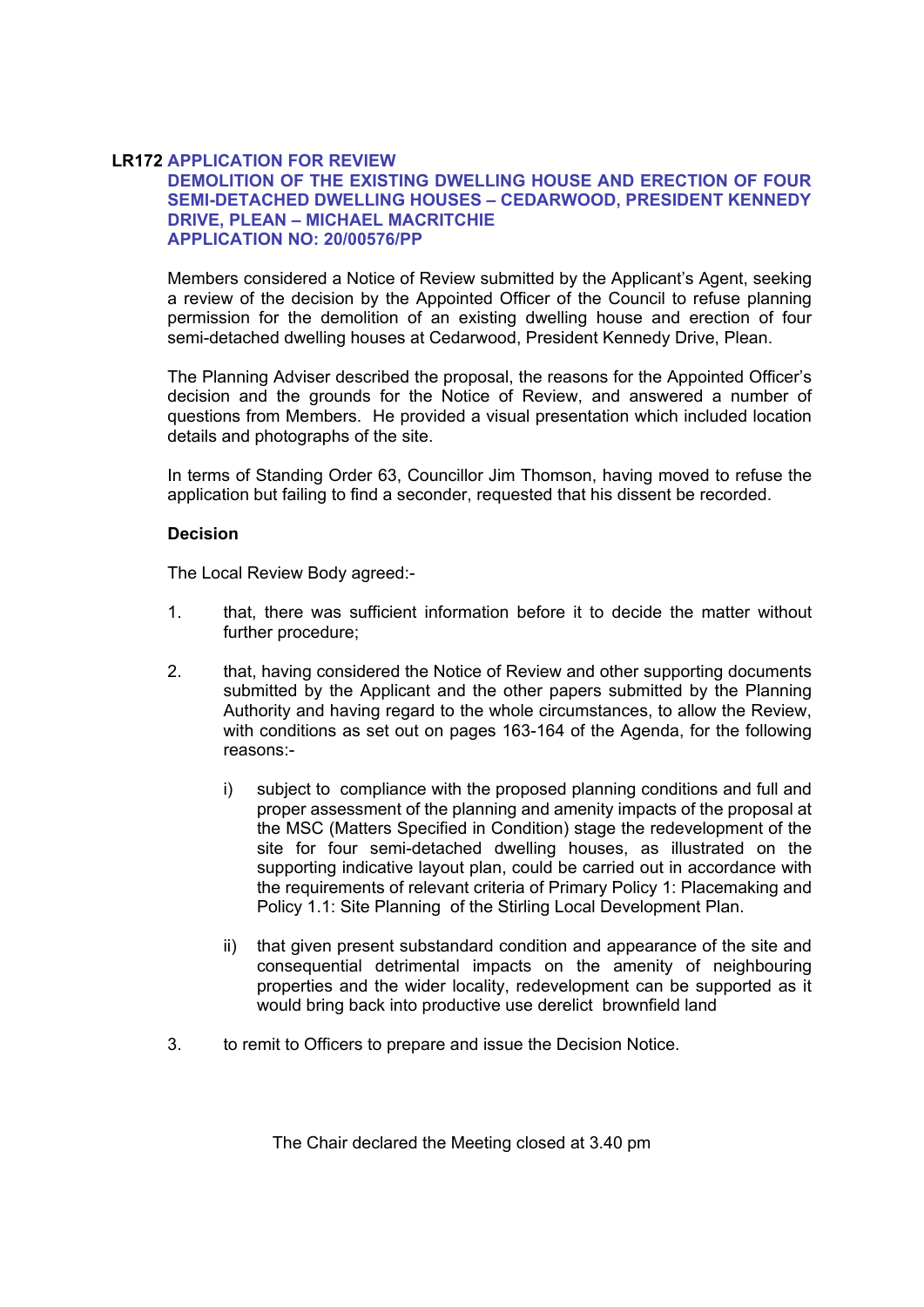**LR172 APPLICATION FOR REVIEW**
**DEMOLITION OF THE EXISTING DWELLING HOUSE AND ERECTION OF FOUR SEMI-DETACHED DWELLING HOUSES – CEDARWOOD, PRESIDENT KENNEDY DRIVE, PLEAN – MICHAEL MACRITCHIE**
**APPLICATION NO: 20/00576/PP**

Members considered a Notice of Review submitted by the Applicant's Agent, seeking a review of the decision by the Appointed Officer of the Council to refuse planning permission for the demolition of an existing dwelling house and erection of four semi-detached dwelling houses at Cedarwood, President Kennedy Drive, Plean.

The Planning Adviser described the proposal, the reasons for the Appointed Officer's decision and the grounds for the Notice of Review, and answered a number of questions from Members. He provided a visual presentation which included location details and photographs of the site.

In terms of Standing Order 63, Councillor Jim Thomson, having moved to refuse the application but failing to find a seconder, requested that his dissent be recorded.

**Decision**

The Local Review Body agreed:-

1. that, there was sufficient information before it to decide the matter without further procedure;

2. that, having considered the Notice of Review and other supporting documents submitted by the Applicant and the other papers submitted by the Planning Authority and having regard to the whole circumstances, to allow the Review, with conditions as set out on pages 163-164 of the Agenda, for the following reasons:-

   i) subject to compliance with the proposed planning conditions and full and proper assessment of the planning and amenity impacts of the proposal at the MSC (Matters Specified in Condition) stage the redevelopment of the site for four semi-detached dwelling houses, as illustrated on the supporting indicative layout plan, could be carried out in accordance with the requirements of relevant criteria of Primary Policy 1: Placemaking and Policy 1.1: Site Planning of the Stirling Local Development Plan.

   ii) that given present substandard condition and appearance of the site and consequential detrimental impacts on the amenity of neighbouring properties and the wider locality, redevelopment can be supported as it would bring back into productive use derelict brownfield land

3. to remit to Officers to prepare and issue the Decision Notice.

The Chair declared the Meeting closed at 3.40 pm